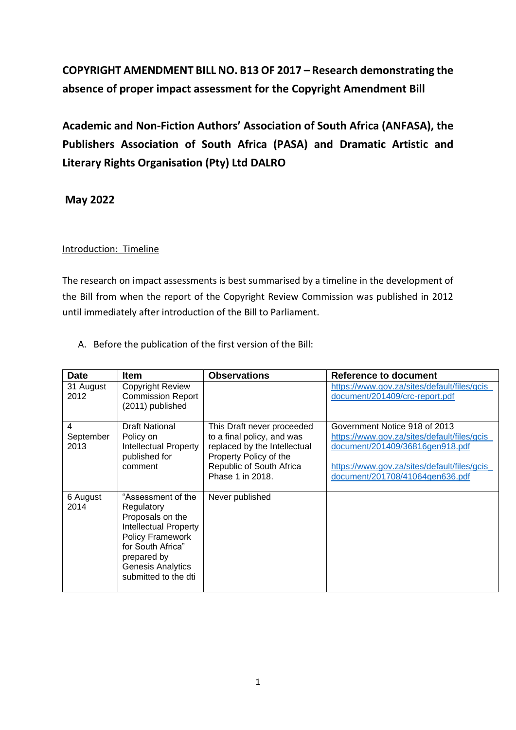**COPYRIGHT AMENDMENT BILL NO. B13 OF 2017 – Research demonstrating the absence of proper impact assessment for the Copyright Amendment Bill**

**Academic and Non-Fiction Authors' Association of South Africa (ANFASA), the Publishers Association of South Africa (PASA) and Dramatic Artistic and Literary Rights Organisation (Pty) Ltd DALRO**

**May 2022**

Introduction: Timeline

The research on impact assessments is best summarised by a timeline in the development of the Bill from when the report of the Copyright Review Commission was published in 2012 until immediately after introduction of the Bill to Parliament.

A. Before the publication of the first version of the Bill:

| Date | Item | Observations | Reference to document |
|---|---|---|---|
| 31 August 2012 | Copyright Review Commission Report (2011) published | | https://www.gov.za/sites/default/files/gcis_document/201409/crc-report.pdf |
| 4 September 2013 | Draft National Policy on Intellectual Property published for comment | This Draft never proceeded to a final policy, and was replaced by the Intellectual Property Policy of the Republic of South Africa Phase 1 in 2018. | Government Notice 918 of 2013 https://www.gov.za/sites/default/files/gcis_document/201409/36816gen918.pdf<br><br>https://www.gov.za/sites/default/files/gcis_document/201708/41064gen636.pdf |
| 6 August 2014 | "Assessment of the Regulatory Proposals on the Intellectual Property Policy Framework for South Africa" prepared by Genesis Analytics submitted to the dti | Never published | |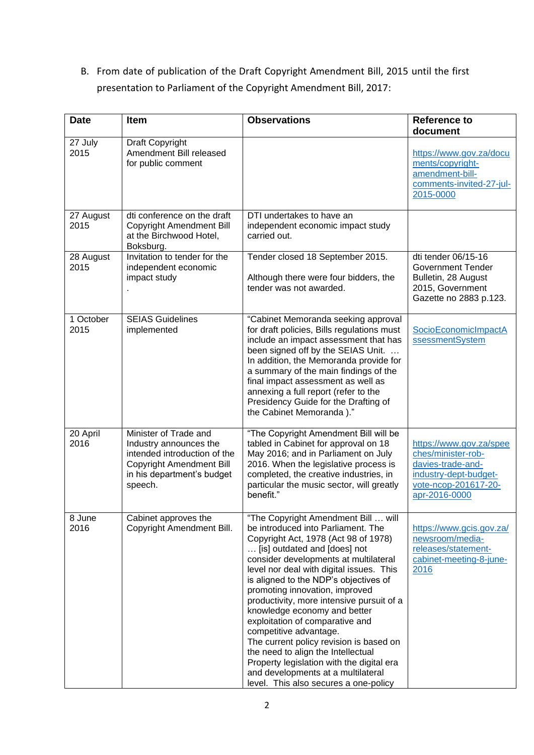B. From date of publication of the Draft Copyright Amendment Bill, 2015 until the first presentation to Parliament of the Copyright Amendment Bill, 2017:

| Date | Item | Observations | Reference to document |
|---|---|---|---|
| 27 July 2015 | Draft Copyright Amendment Bill released for public comment | | https://www.gov.za/documents/copyright-amendment-bill-comments-invited-27-jul-2015-0000 |
| 27 August 2015 | dti conference on the draft Copyright Amendment Bill at the Birchwood Hotel, Boksburg. | DTI undertakes to have an independent economic impact study carried out. | |
| 28 August 2015 | Invitation to tender for the independent economic impact study . | Tender closed 18 September 2015. Although there were four bidders, the tender was not awarded. | dti tender 06/15-16 Government Tender Bulletin, 28 August 2015, Government Gazette no 2883 p.123. |
| 1 October 2015 | SEIAS Guidelines implemented | "Cabinet Memoranda seeking approval for draft policies, Bills regulations must include an impact assessment that has been signed off by the SEIAS Unit. … In addition, the Memoranda provide for a summary of the main findings of the final impact assessment as well as annexing a full report (refer to the Presidency Guide for the Drafting of the Cabinet Memoranda )." | SocioEconomicImpactAssessmentSystem |
| 20 April 2016 | Minister of Trade and Industry announces the intended introduction of the Copyright Amendment Bill in his department's budget speech. | "The Copyright Amendment Bill will be tabled in Cabinet for approval on 18 May 2016; and in Parliament on July 2016. When the legislative process is completed, the creative industries, in particular the music sector, will greatly benefit." | https://www.gov.za/speeches/minister-rob-davies-trade-and-industry-dept-budget-vote-ncop-201617-20-apr-2016-0000 |
| 8 June 2016 | Cabinet approves the Copyright Amendment Bill. | "The Copyright Amendment Bill … will be introduced into Parliament. The Copyright Act, 1978 (Act 98 of 1978) … [is] outdated and [does] not consider developments at multilateral level nor deal with digital issues. This is aligned to the NDP's objectives of promoting innovation, improved productivity, more intensive pursuit of a knowledge economy and better exploitation of comparative and competitive advantage. The current policy revision is based on the need to align the Intellectual Property legislation with the digital era and developments at a multilateral level. This also secures a one-policy | https://www.gcis.gov.za/newsroom/media-releases/statement-cabinet-meeting-8-june-2016 |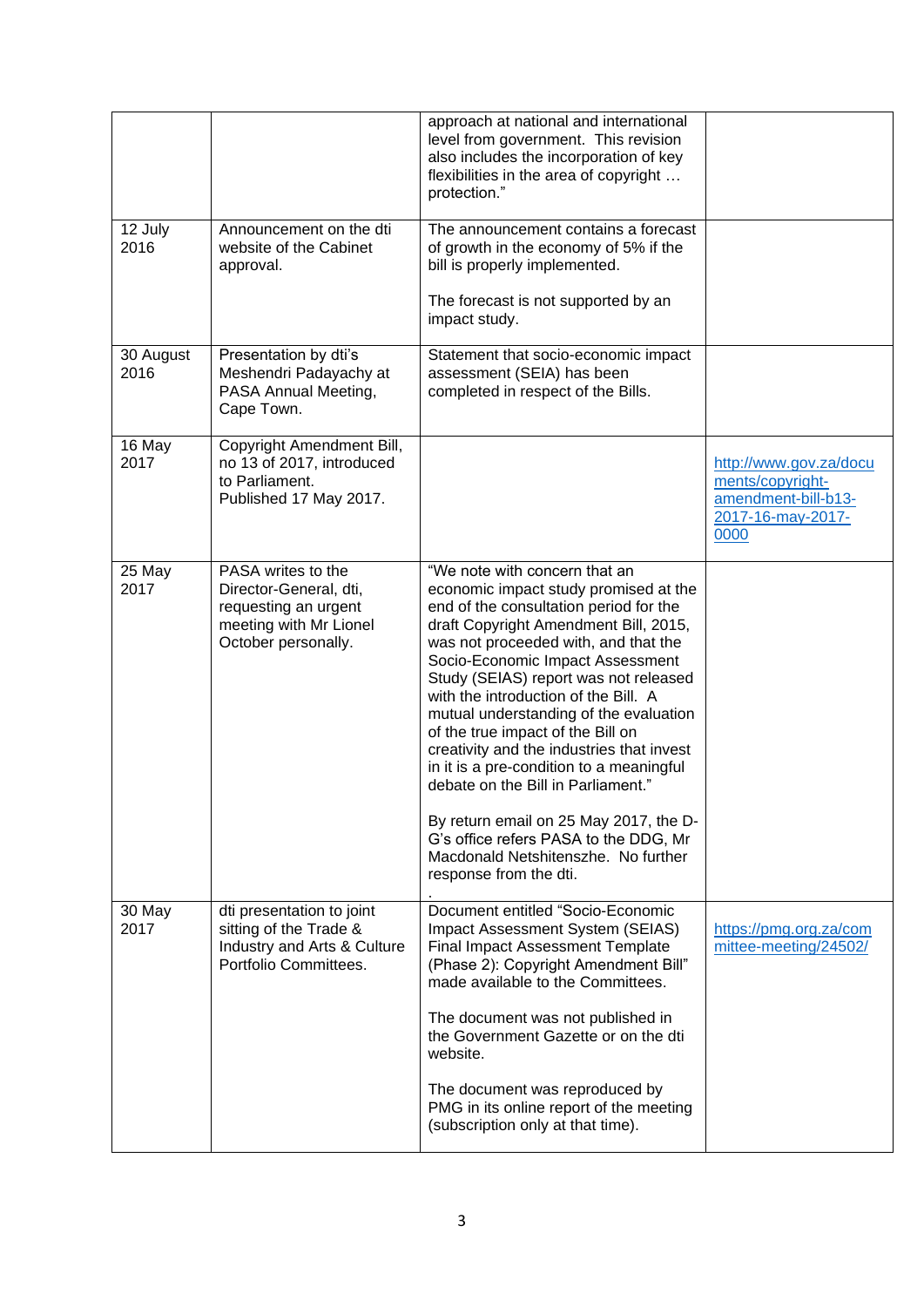| | | | |
|---|---|---|---|
| | | approach at national and international level from government. This revision also includes the incorporation of key flexibilities in the area of copyright … protection." | |
| 12 July 2016 | Announcement on the dti website of the Cabinet approval. | The announcement contains a forecast of growth in the economy of 5% if the bill is properly implemented.<br><br>The forecast is not supported by an impact study. | |
| 30 August 2016 | Presentation by dti's Meshendri Padayachy at PASA Annual Meeting, Cape Town. | Statement that socio-economic impact assessment (SEIA) has been completed in respect of the Bills. | |
| 16 May 2017 | Copyright Amendment Bill, no 13 of 2017, introduced to Parliament.<br>Published 17 May 2017. | | http://www.gov.za/documents/copyright-amendment-bill-b13-2017-16-may-2017-0000 |
| 25 May 2017 | PASA writes to the Director-General, dti, requesting an urgent meeting with Mr Lionel October personally. | "We note with concern that an economic impact study promised at the end of the consultation period for the draft Copyright Amendment Bill, 2015, was not proceeded with, and that the Socio-Economic Impact Assessment Study (SEIAS) report was not released with the introduction of the Bill. A mutual understanding of the evaluation of the true impact of the Bill on creativity and the industries that invest in it is a pre-condition to a meaningful debate on the Bill in Parliament."<br><br>By return email on 25 May 2017, the D-G's office refers PASA to the DDG, Mr Macdonald Netshitenszhe. No further response from the dti.<br>. | |
| 30 May 2017 | dti presentation to joint sitting of the Trade & Industry and Arts & Culture Portfolio Committees. | Document entitled "Socio-Economic Impact Assessment System (SEIAS) Final Impact Assessment Template (Phase 2): Copyright Amendment Bill" made available to the Committees.<br><br>The document was not published in the Government Gazette or on the dti website.<br><br>The document was reproduced by PMG in its online report of the meeting (subscription only at that time). | https://pmg.org.za/committee-meeting/24502/ |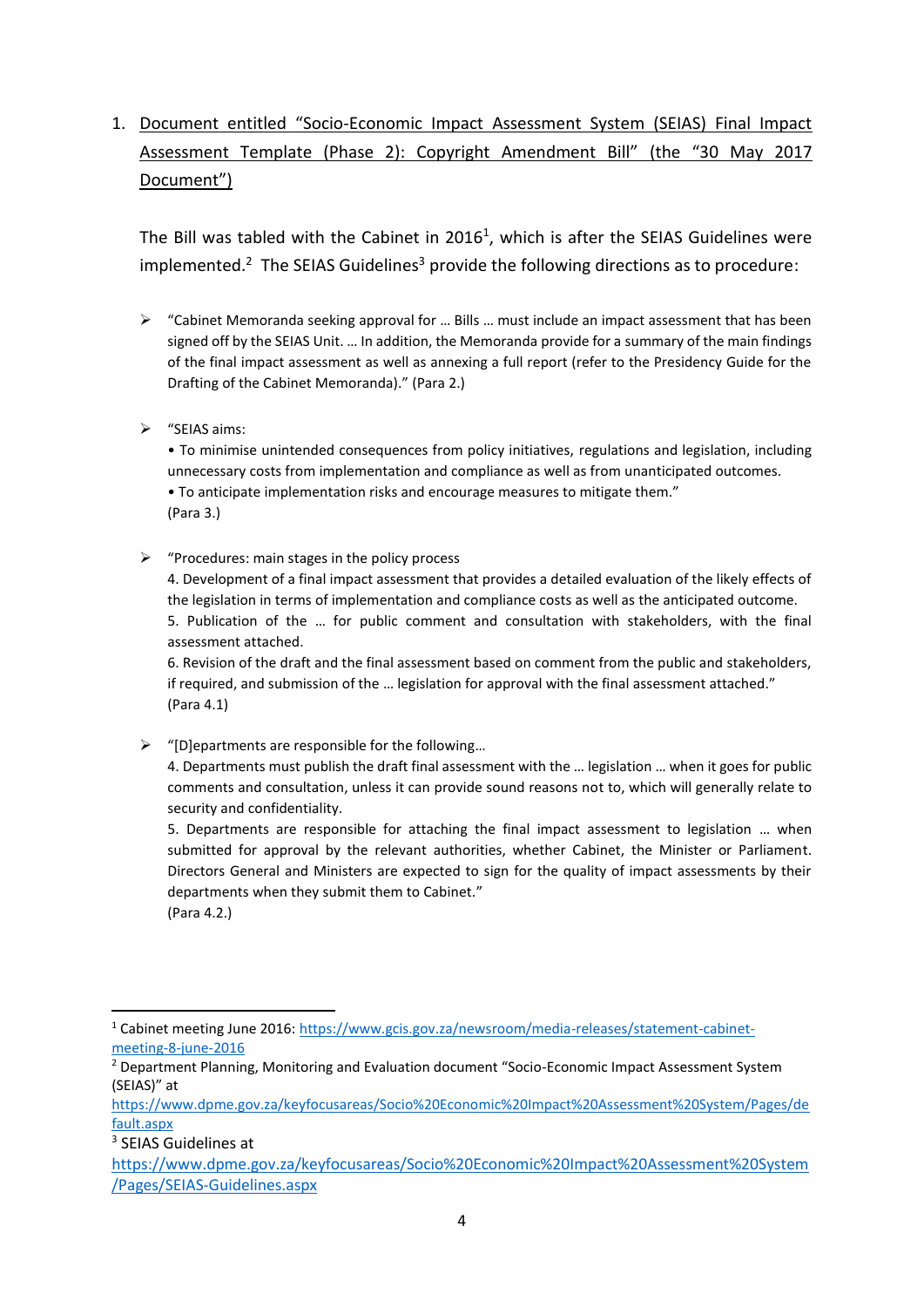1. Document entitled "Socio-Economic Impact Assessment System (SEIAS) Final Impact Assessment Template (Phase 2): Copyright Amendment Bill" (the "30 May 2017 Document")

   The Bill was tabled with the Cabinet in 2016[1], which is after the SEIAS Guidelines were implemented.[2] The SEIAS Guidelines[3] provide the following directions as to procedure:

   - "Cabinet Memoranda seeking approval for … Bills … must include an impact assessment that has been signed off by the SEIAS Unit. … In addition, the Memoranda provide for a summary of the main findings of the final impact assessment as well as annexing a full report (refer to the Presidency Guide for the Drafting of the Cabinet Memoranda)." (Para 2.)

   - "SEIAS aims:
     • To minimise unintended consequences from policy initiatives, regulations and legislation, including unnecessary costs from implementation and compliance as well as from unanticipated outcomes.
     • To anticipate implementation risks and encourage measures to mitigate them."
     (Para 3.)

   - "Procedures: main stages in the policy process
     4. Development of a final impact assessment that provides a detailed evaluation of the likely effects of the legislation in terms of implementation and compliance costs as well as the anticipated outcome.
     5. Publication of the … for public comment and consultation with stakeholders, with the final assessment attached.
     6. Revision of the draft and the final assessment based on comment from the public and stakeholders, if required, and submission of the … legislation for approval with the final assessment attached."
     (Para 4.1)

   - "[D]epartments are responsible for the following…
     4. Departments must publish the draft final assessment with the … legislation … when it goes for public comments and consultation, unless it can provide sound reasons not to, which will generally relate to security and confidentiality.
     5. Departments are responsible for attaching the final impact assessment to legislation … when submitted for approval by the relevant authorities, whether Cabinet, the Minister or Parliament. Directors General and Ministers are expected to sign for the quality of impact assessments by their departments when they submit them to Cabinet."
     (Para 4.2.)

---

[1] Cabinet meeting June 2016: https://www.gcis.gov.za/newsroom/media-releases/statement-cabinet-meeting-8-june-2016

[2] Department Planning, Monitoring and Evaluation document "Socio-Economic Impact Assessment System (SEIAS)" at https://www.dpme.gov.za/keyfocusareas/Socio%20Economic%20Impact%20Assessment%20System/Pages/default.aspx

[3] SEIAS Guidelines at https://www.dpme.gov.za/keyfocusareas/Socio%20Economic%20Impact%20Assessment%20System/Pages/SEIAS-Guidelines.aspx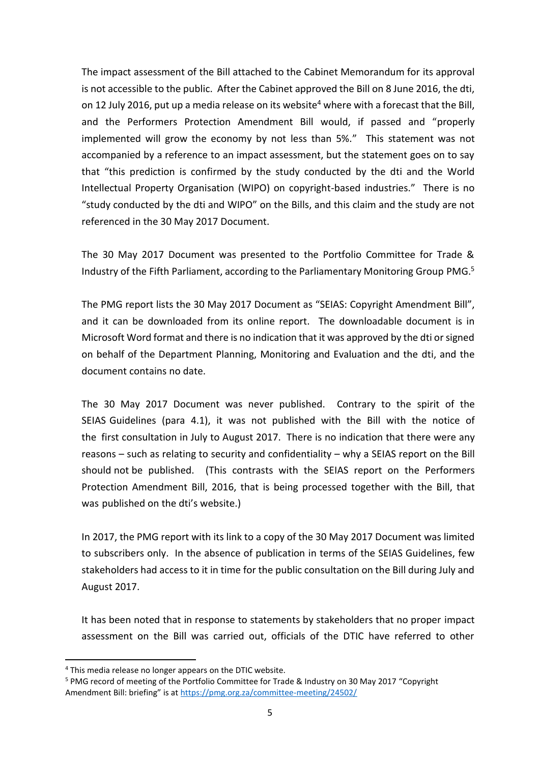The impact assessment of the Bill attached to the Cabinet Memorandum for its approval is not accessible to the public. After the Cabinet approved the Bill on 8 June 2016, the dti, on 12 July 2016, put up a media release on its website[4] where with a forecast that the Bill, and the Performers Protection Amendment Bill would, if passed and "properly implemented will grow the economy by not less than 5%." This statement was not accompanied by a reference to an impact assessment, but the statement goes on to say that "this prediction is confirmed by the study conducted by the dti and the World Intellectual Property Organisation (WIPO) on copyright-based industries." There is no "study conducted by the dti and WIPO" on the Bills, and this claim and the study are not referenced in the 30 May 2017 Document.

The 30 May 2017 Document was presented to the Portfolio Committee for Trade & Industry of the Fifth Parliament, according to the Parliamentary Monitoring Group PMG.[5]

The PMG report lists the 30 May 2017 Document as "SEIAS: Copyright Amendment Bill", and it can be downloaded from its online report. The downloadable document is in Microsoft Word format and there is no indication that it was approved by the dti or signed on behalf of the Department Planning, Monitoring and Evaluation and the dti, and the document contains no date.

The 30 May 2017 Document was never published. Contrary to the spirit of the SEIAS Guidelines (para 4.1), it was not published with the Bill with the notice of the first consultation in July to August 2017. There is no indication that there were any reasons – such as relating to security and confidentiality – why a SEIAS report on the Bill should not be published. (This contrasts with the SEIAS report on the Performers Protection Amendment Bill, 2016, that is being processed together with the Bill, that was published on the dti's website.)

In 2017, the PMG report with its link to a copy of the 30 May 2017 Document was limited to subscribers only. In the absence of publication in terms of the SEIAS Guidelines, few stakeholders had access to it in time for the public consultation on the Bill during July and August 2017.

It has been noted that in response to statements by stakeholders that no proper impact assessment on the Bill was carried out, officials of the DTIC have referred to other

---

[4] This media release no longer appears on the DTIC website.

[5] PMG record of meeting of the Portfolio Committee for Trade & Industry on 30 May 2017 "Copyright Amendment Bill: briefing" is at https://pmg.org.za/committee-meeting/24502/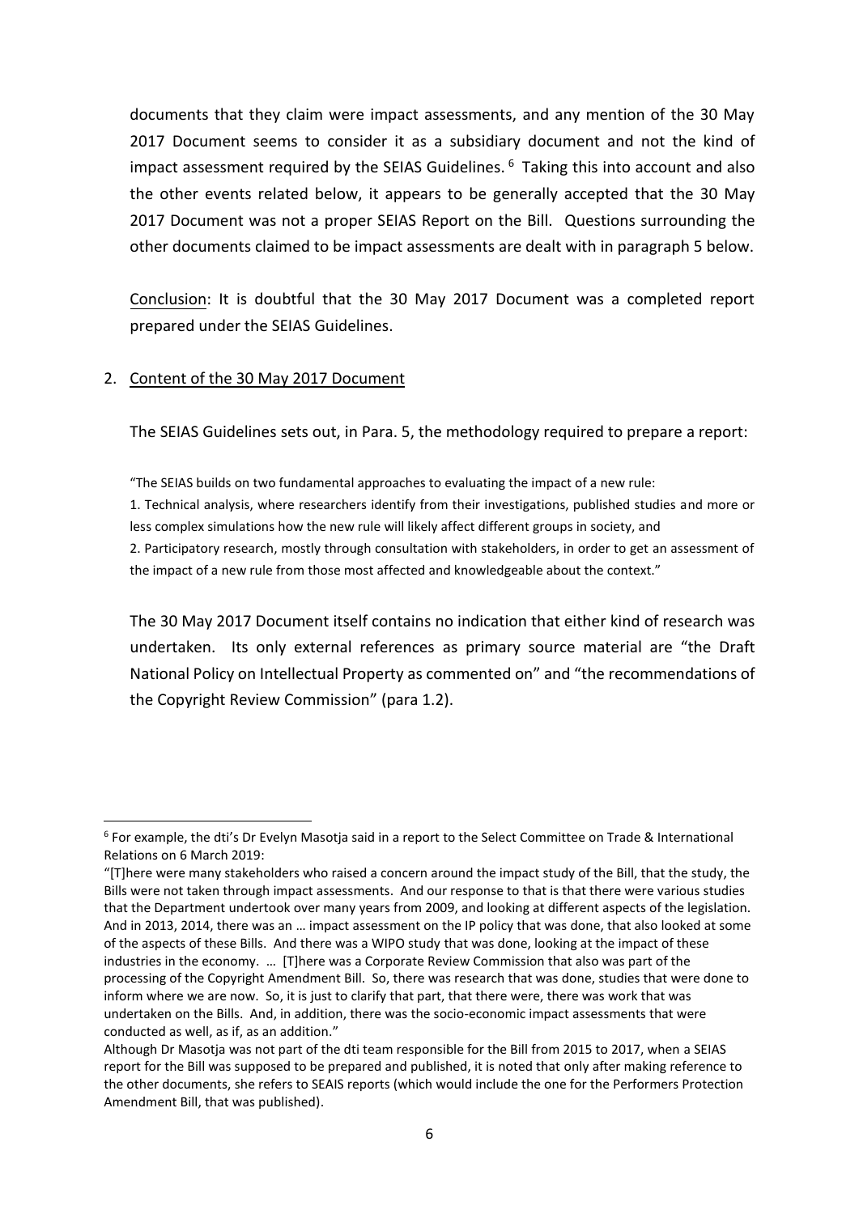documents that they claim were impact assessments, and any mention of the 30 May 2017 Document seems to consider it as a subsidiary document and not the kind of impact assessment required by the SEIAS Guidelines. [6] Taking this into account and also the other events related below, it appears to be generally accepted that the 30 May 2017 Document was not a proper SEIAS Report on the Bill. Questions surrounding the other documents claimed to be impact assessments are dealt with in paragraph 5 below.

Conclusion: It is doubtful that the 30 May 2017 Document was a completed report prepared under the SEIAS Guidelines.

2. Content of the 30 May 2017 Document

The SEIAS Guidelines sets out, in Para. 5, the methodology required to prepare a report:

> "The SEIAS builds on two fundamental approaches to evaluating the impact of a new rule:
> 1. Technical analysis, where researchers identify from their investigations, published studies and more or less complex simulations how the new rule will likely affect different groups in society, and
> 2. Participatory research, mostly through consultation with stakeholders, in order to get an assessment of the impact of a new rule from those most affected and knowledgeable about the context."

The 30 May 2017 Document itself contains no indication that either kind of research was undertaken. Its only external references as primary source material are "the Draft National Policy on Intellectual Property as commented on" and "the recommendations of the Copyright Review Commission" (para 1.2).

---

[6] For example, the dti's Dr Evelyn Masotja said in a report to the Select Committee on Trade & International Relations on 6 March 2019:

"[T]here were many stakeholders who raised a concern around the impact study of the Bill, that the study, the Bills were not taken through impact assessments. And our response to that is that there were various studies that the Department undertook over many years from 2009, and looking at different aspects of the legislation. And in 2013, 2014, there was an … impact assessment on the IP policy that was done, that also looked at some of the aspects of these Bills. And there was a WIPO study that was done, looking at the impact of these industries in the economy. … [T]here was a Corporate Review Commission that also was part of the processing of the Copyright Amendment Bill. So, there was research that was done, studies that were done to inform where we are now. So, it is just to clarify that part, that there were, there was work that was undertaken on the Bills. And, in addition, there was the socio-economic impact assessments that were conducted as well, as if, as an addition."

Although Dr Masotja was not part of the dti team responsible for the Bill from 2015 to 2017, when a SEIAS report for the Bill was supposed to be prepared and published, it is noted that only after making reference to the other documents, she refers to SEAIS reports (which would include the one for the Performers Protection Amendment Bill, that was published).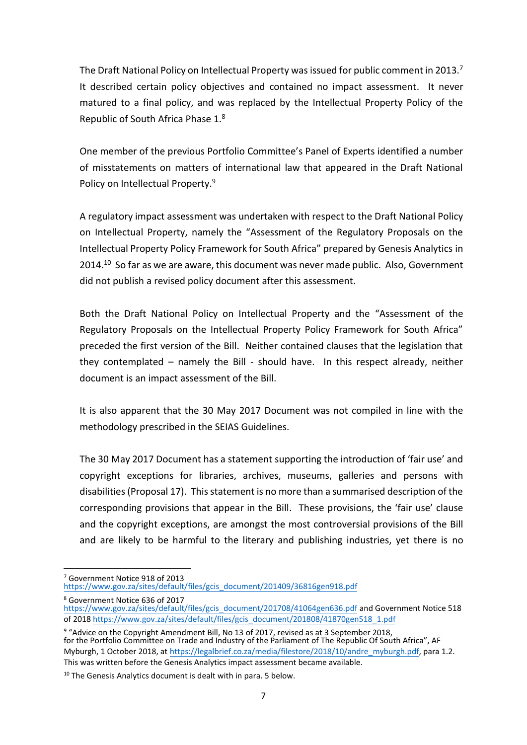The Draft National Policy on Intellectual Property was issued for public comment in 2013.[7] It described certain policy objectives and contained no impact assessment. It never matured to a final policy, and was replaced by the Intellectual Property Policy of the Republic of South Africa Phase 1.[8]

One member of the previous Portfolio Committee's Panel of Experts identified a number of misstatements on matters of international law that appeared in the Draft National Policy on Intellectual Property.[9]

A regulatory impact assessment was undertaken with respect to the Draft National Policy on Intellectual Property, namely the "Assessment of the Regulatory Proposals on the Intellectual Property Policy Framework for South Africa" prepared by Genesis Analytics in 2014.[10] So far as we are aware, this document was never made public. Also, Government did not publish a revised policy document after this assessment.

Both the Draft National Policy on Intellectual Property and the "Assessment of the Regulatory Proposals on the Intellectual Property Policy Framework for South Africa" preceded the first version of the Bill. Neither contained clauses that the legislation that they contemplated – namely the Bill - should have. In this respect already, neither document is an impact assessment of the Bill.

It is also apparent that the 30 May 2017 Document was not compiled in line with the methodology prescribed in the SEIAS Guidelines.

The 30 May 2017 Document has a statement supporting the introduction of 'fair use' and copyright exceptions for libraries, archives, museums, galleries and persons with disabilities (Proposal 17). This statement is no more than a summarised description of the corresponding provisions that appear in the Bill. These provisions, the 'fair use' clause and the copyright exceptions, are amongst the most controversial provisions of the Bill and are likely to be harmful to the literary and publishing industries, yet there is no

---

[7] Government Notice 918 of 2013 https://www.gov.za/sites/default/files/gcis_document/201409/36816gen918.pdf

[8] Government Notice 636 of 2017 https://www.gov.za/sites/default/files/gcis_document/201708/41064gen636.pdf and Government Notice 518 of 2018 https://www.gov.za/sites/default/files/gcis_document/201808/41870gen518_1.pdf

[9] "Advice on the Copyright Amendment Bill, No 13 of 2017, revised as at 3 September 2018, for the Portfolio Committee on Trade and Industry of the Parliament of The Republic Of South Africa", AF Myburgh, 1 October 2018, at https://legalbrief.co.za/media/filestore/2018/10/andre_myburgh.pdf, para 1.2. This was written before the Genesis Analytics impact assessment became available.

[10] The Genesis Analytics document is dealt with in para. 5 below.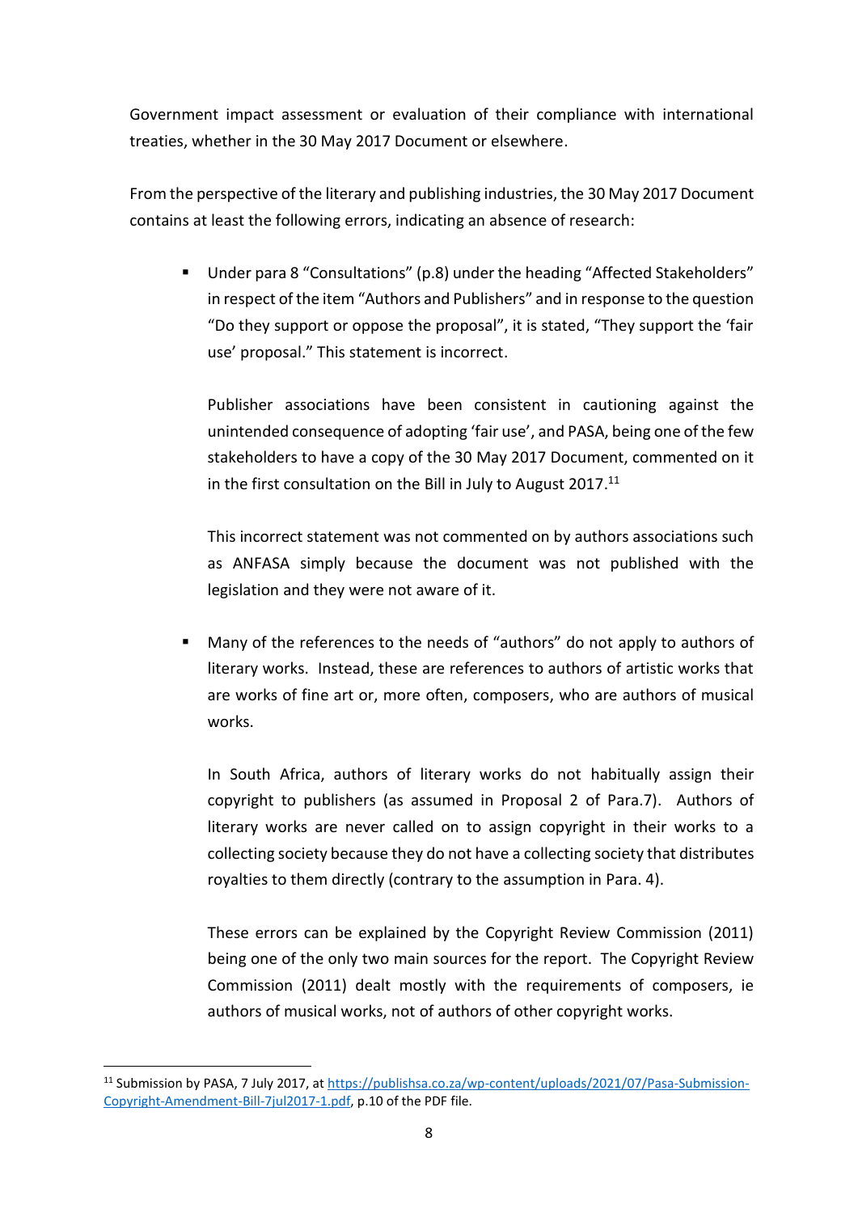Government impact assessment or evaluation of their compliance with international treaties, whether in the 30 May 2017 Document or elsewhere.

From the perspective of the literary and publishing industries, the 30 May 2017 Document contains at least the following errors, indicating an absence of research:

- Under para 8 "Consultations" (p.8) under the heading "Affected Stakeholders" in respect of the item "Authors and Publishers" and in response to the question "Do they support or oppose the proposal", it is stated, "They support the 'fair use' proposal." This statement is incorrect.

  Publisher associations have been consistent in cautioning against the unintended consequence of adopting 'fair use', and PASA, being one of the few stakeholders to have a copy of the 30 May 2017 Document, commented on it in the first consultation on the Bill in July to August 2017.[11]

  This incorrect statement was not commented on by authors associations such as ANFASA simply because the document was not published with the legislation and they were not aware of it.

- Many of the references to the needs of "authors" do not apply to authors of literary works. Instead, these are references to authors of artistic works that are works of fine art or, more often, composers, who are authors of musical works.

  In South Africa, authors of literary works do not habitually assign their copyright to publishers (as assumed in Proposal 2 of Para.7). Authors of literary works are never called on to assign copyright in their works to a collecting society because they do not have a collecting society that distributes royalties to them directly (contrary to the assumption in Para. 4).

  These errors can be explained by the Copyright Review Commission (2011) being one of the only two main sources for the report. The Copyright Review Commission (2011) dealt mostly with the requirements of composers, ie authors of musical works, not of authors of other copyright works.

---

[11] Submission by PASA, 7 July 2017, at https://publishsa.co.za/wp-content/uploads/2021/07/Pasa-Submission-Copyright-Amendment-Bill-7jul2017-1.pdf, p.10 of the PDF file.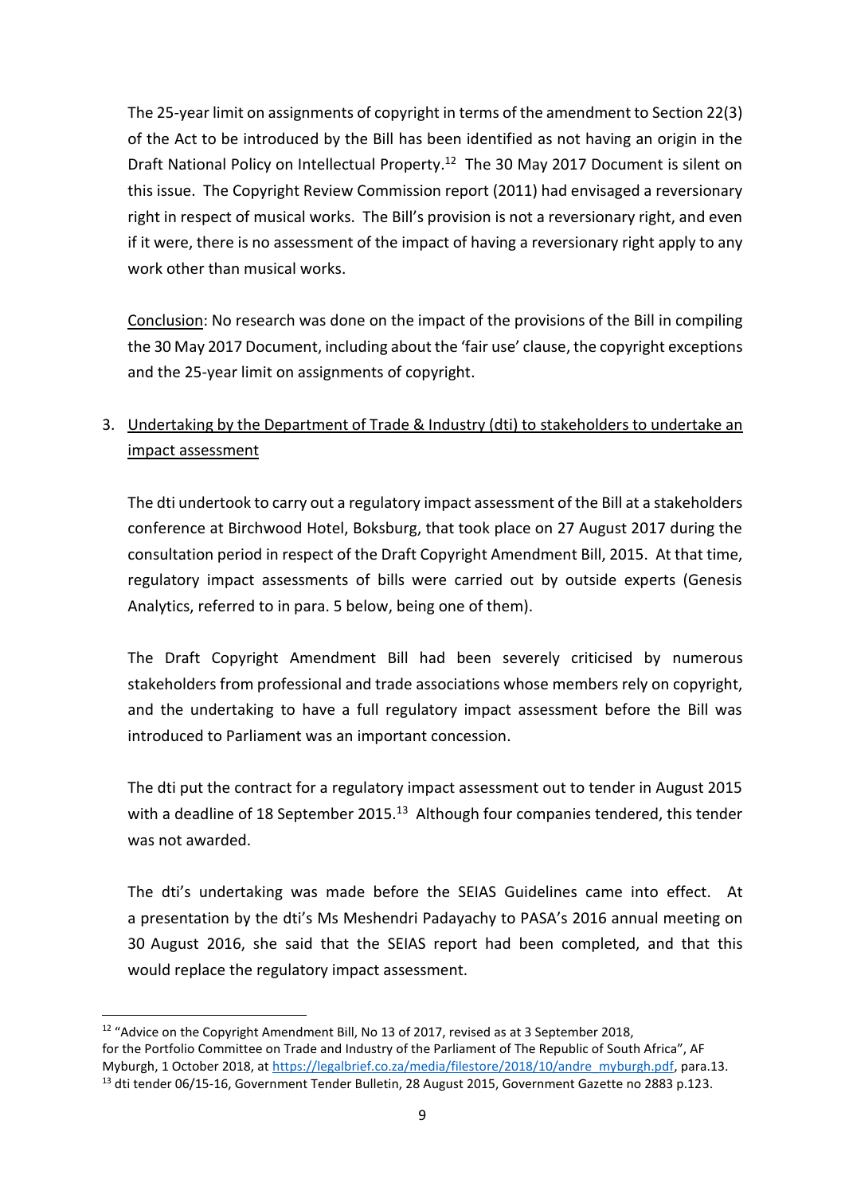The 25-year limit on assignments of copyright in terms of the amendment to Section 22(3) of the Act to be introduced by the Bill has been identified as not having an origin in the Draft National Policy on Intellectual Property.[12] The 30 May 2017 Document is silent on this issue. The Copyright Review Commission report (2011) had envisaged a reversionary right in respect of musical works. The Bill's provision is not a reversionary right, and even if it were, there is no assessment of the impact of having a reversionary right apply to any work other than musical works.

Conclusion: No research was done on the impact of the provisions of the Bill in compiling the 30 May 2017 Document, including about the 'fair use' clause, the copyright exceptions and the 25-year limit on assignments of copyright.

3. Undertaking by the Department of Trade & Industry (dti) to stakeholders to undertake an impact assessment

The dti undertook to carry out a regulatory impact assessment of the Bill at a stakeholders conference at Birchwood Hotel, Boksburg, that took place on 27 August 2017 during the consultation period in respect of the Draft Copyright Amendment Bill, 2015. At that time, regulatory impact assessments of bills were carried out by outside experts (Genesis Analytics, referred to in para. 5 below, being one of them).

The Draft Copyright Amendment Bill had been severely criticised by numerous stakeholders from professional and trade associations whose members rely on copyright, and the undertaking to have a full regulatory impact assessment before the Bill was introduced to Parliament was an important concession.

The dti put the contract for a regulatory impact assessment out to tender in August 2015 with a deadline of 18 September 2015.[13] Although four companies tendered, this tender was not awarded.

The dti's undertaking was made before the SEIAS Guidelines came into effect. At a presentation by the dti's Ms Meshendri Padayachy to PASA's 2016 annual meeting on 30 August 2016, she said that the SEIAS report had been completed, and that this would replace the regulatory impact assessment.

---

[12] "Advice on the Copyright Amendment Bill, No 13 of 2017, revised as at 3 September 2018, for the Portfolio Committee on Trade and Industry of the Parliament of The Republic of South Africa", AF Myburgh, 1 October 2018, at https://legalbrief.co.za/media/filestore/2018/10/andre_myburgh.pdf, para.13.

[13] dti tender 06/15-16, Government Tender Bulletin, 28 August 2015, Government Gazette no 2883 p.123.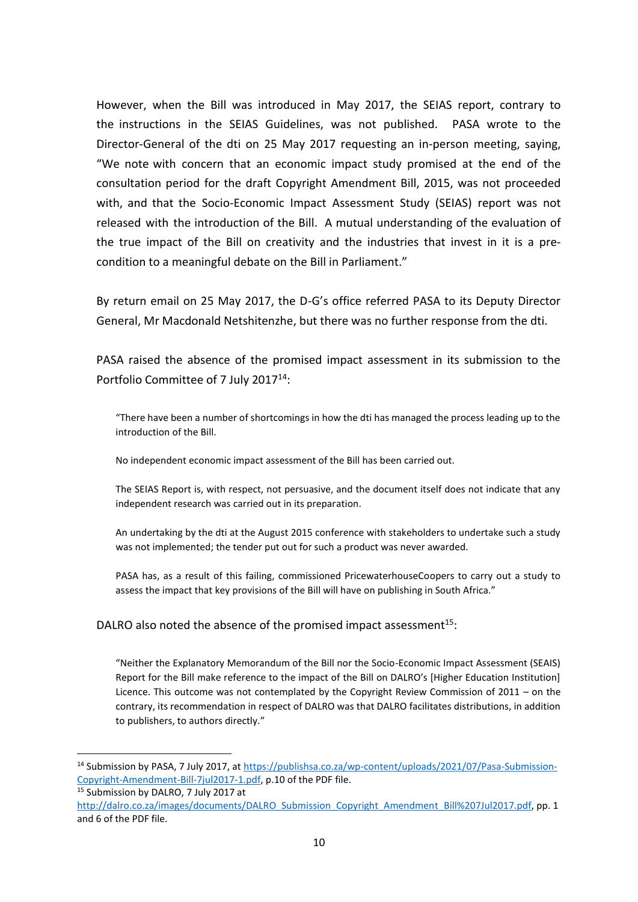However, when the Bill was introduced in May 2017, the SEIAS report, contrary to the instructions in the SEIAS Guidelines, was not published. PASA wrote to the Director-General of the dti on 25 May 2017 requesting an in-person meeting, saying, "We note with concern that an economic impact study promised at the end of the consultation period for the draft Copyright Amendment Bill, 2015, was not proceeded with, and that the Socio-Economic Impact Assessment Study (SEIAS) report was not released with the introduction of the Bill. A mutual understanding of the evaluation of the true impact of the Bill on creativity and the industries that invest in it is a pre-condition to a meaningful debate on the Bill in Parliament."

By return email on 25 May 2017, the D-G's office referred PASA to its Deputy Director General, Mr Macdonald Netshitenzhe, but there was no further response from the dti.

PASA raised the absence of the promised impact assessment in its submission to the Portfolio Committee of 7 July 2017[14]:

> "There have been a number of shortcomings in how the dti has managed the process leading up to the introduction of the Bill.
>
> No independent economic impact assessment of the Bill has been carried out.
>
> The SEIAS Report is, with respect, not persuasive, and the document itself does not indicate that any independent research was carried out in its preparation.
>
> An undertaking by the dti at the August 2015 conference with stakeholders to undertake such a study was not implemented; the tender put out for such a product was never awarded.
>
> PASA has, as a result of this failing, commissioned PricewaterhouseCoopers to carry out a study to assess the impact that key provisions of the Bill will have on publishing in South Africa."

DALRO also noted the absence of the promised impact assessment[15]:

> "Neither the Explanatory Memorandum of the Bill nor the Socio-Economic Impact Assessment (SEAIS) Report for the Bill make reference to the impact of the Bill on DALRO's [Higher Education Institution] Licence. This outcome was not contemplated by the Copyright Review Commission of 2011 – on the contrary, its recommendation in respect of DALRO was that DALRO facilitates distributions, in addition to publishers, to authors directly."

---

[14] Submission by PASA, 7 July 2017, at https://publishsa.co.za/wp-content/uploads/2021/07/Pasa-Submission-Copyright-Amendment-Bill-7jul2017-1.pdf, p.10 of the PDF file.

[15] Submission by DALRO, 7 July 2017 at http://dalro.co.za/images/documents/DALRO_Submission_Copyright_Amendment_Bill%207Jul2017.pdf, pp. 1 and 6 of the PDF file.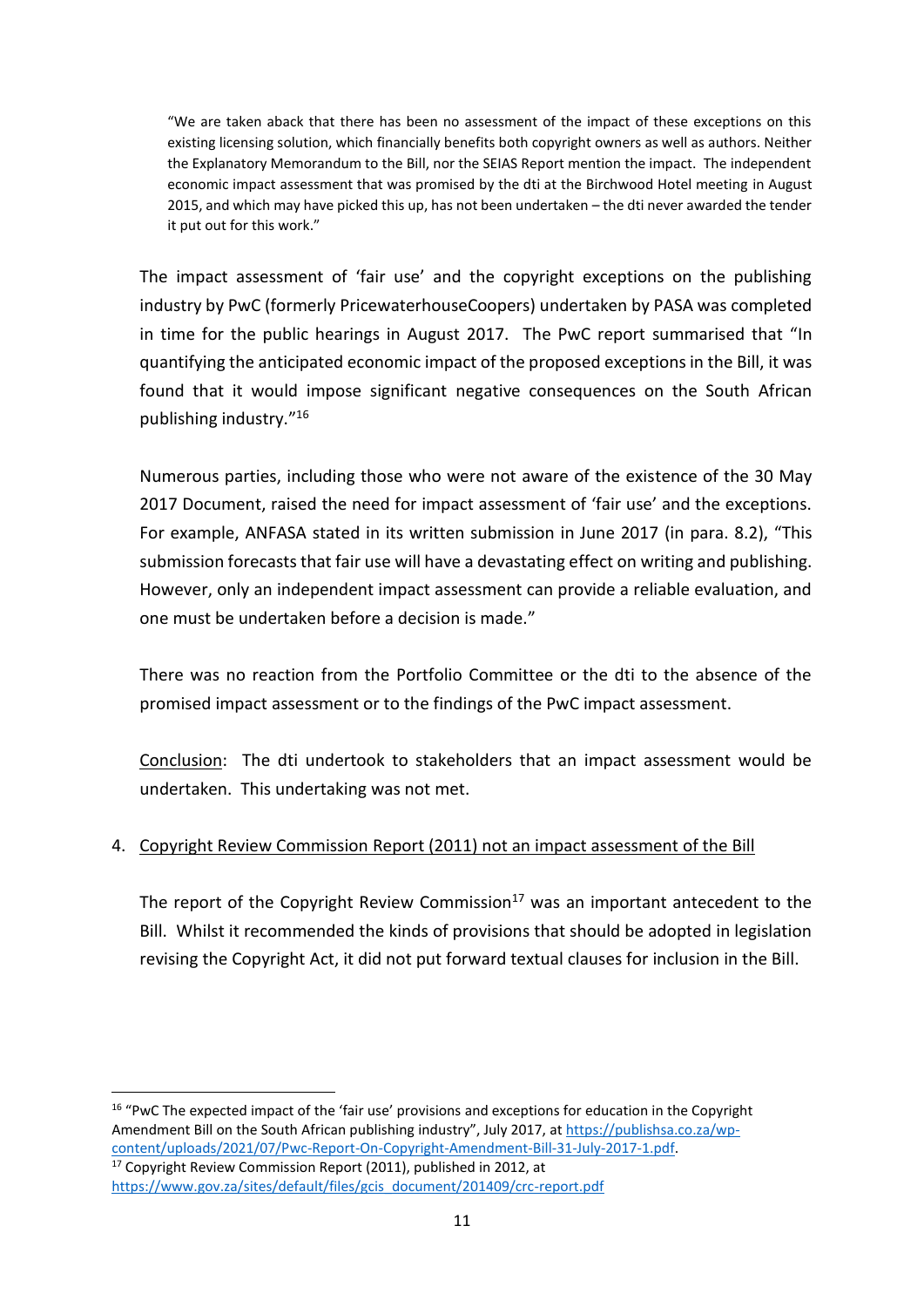> "We are taken aback that there has been no assessment of the impact of these exceptions on this existing licensing solution, which financially benefits both copyright owners as well as authors. Neither the Explanatory Memorandum to the Bill, nor the SEIAS Report mention the impact. The independent economic impact assessment that was promised by the dti at the Birchwood Hotel meeting in August 2015, and which may have picked this up, has not been undertaken – the dti never awarded the tender it put out for this work."

The impact assessment of 'fair use' and the copyright exceptions on the publishing industry by PwC (formerly PricewaterhouseCoopers) undertaken by PASA was completed in time for the public hearings in August 2017. The PwC report summarised that "In quantifying the anticipated economic impact of the proposed exceptions in the Bill, it was found that it would impose significant negative consequences on the South African publishing industry."[16]

Numerous parties, including those who were not aware of the existence of the 30 May 2017 Document, raised the need for impact assessment of 'fair use' and the exceptions. For example, ANFASA stated in its written submission in June 2017 (in para. 8.2), "This submission forecasts that fair use will have a devastating effect on writing and publishing. However, only an independent impact assessment can provide a reliable evaluation, and one must be undertaken before a decision is made."

There was no reaction from the Portfolio Committee or the dti to the absence of the promised impact assessment or to the findings of the PwC impact assessment.

<u>Conclusion</u>: The dti undertook to stakeholders that an impact assessment would be undertaken. This undertaking was not met.

4. <u>Copyright Review Commission Report (2011) not an impact assessment of the Bill</u>

The report of the Copyright Review Commission[17] was an important antecedent to the Bill. Whilst it recommended the kinds of provisions that should be adopted in legislation revising the Copyright Act, it did not put forward textual clauses for inclusion in the Bill.

---

[16] "PwC The expected impact of the 'fair use' provisions and exceptions for education in the Copyright Amendment Bill on the South African publishing industry", July 2017, at https://publishsa.co.za/wp-content/uploads/2021/07/Pwc-Report-On-Copyright-Amendment-Bill-31-July-2017-1.pdf.

[17] Copyright Review Commission Report (2011), published in 2012, at https://www.gov.za/sites/default/files/gcis_document/201409/crc-report.pdf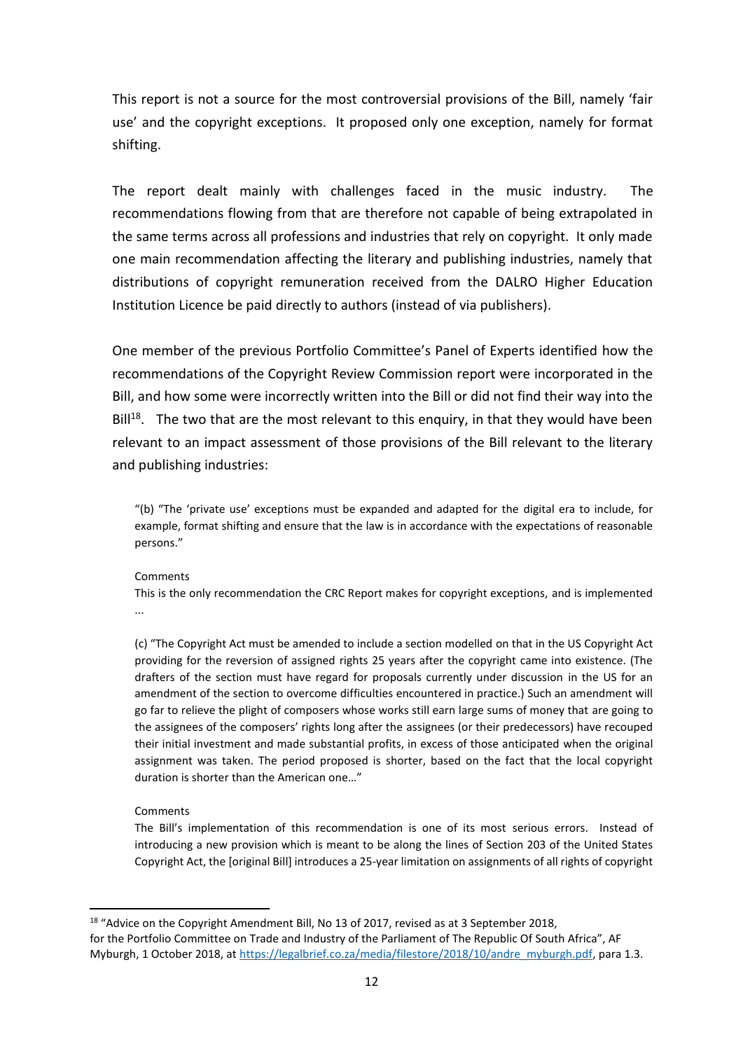This report is not a source for the most controversial provisions of the Bill, namely 'fair use' and the copyright exceptions. It proposed only one exception, namely for format shifting.

The report dealt mainly with challenges faced in the music industry. The recommendations flowing from that are therefore not capable of being extrapolated in the same terms across all professions and industries that rely on copyright. It only made one main recommendation affecting the literary and publishing industries, namely that distributions of copyright remuneration received from the DALRO Higher Education Institution Licence be paid directly to authors (instead of via publishers).

One member of the previous Portfolio Committee's Panel of Experts identified how the recommendations of the Copyright Review Commission report were incorporated in the Bill, and how some were incorrectly written into the Bill or did not find their way into the Bill[18]. The two that are the most relevant to this enquiry, in that they would have been relevant to an impact assessment of those provisions of the Bill relevant to the literary and publishing industries:

> "(b) "The 'private use' exceptions must be expanded and adapted for the digital era to include, for example, format shifting and ensure that the law is in accordance with the expectations of reasonable persons."
>
> Comments
>
> This is the only recommendation the CRC Report makes for copyright exceptions, and is implemented ...
>
> (c) "The Copyright Act must be amended to include a section modelled on that in the US Copyright Act providing for the reversion of assigned rights 25 years after the copyright came into existence. (The drafters of the section must have regard for proposals currently under discussion in the US for an amendment of the section to overcome difficulties encountered in practice.) Such an amendment will go far to relieve the plight of composers whose works still earn large sums of money that are going to the assignees of the composers' rights long after the assignees (or their predecessors) have recouped their initial investment and made substantial profits, in excess of those anticipated when the original assignment was taken. The period proposed is shorter, based on the fact that the local copyright duration is shorter than the American one…"
>
> Comments
>
> The Bill's implementation of this recommendation is one of its most serious errors. Instead of introducing a new provision which is meant to be along the lines of Section 203 of the United States Copyright Act, the [original Bill] introduces a 25-year limitation on assignments of all rights of copyright

---

[18] "Advice on the Copyright Amendment Bill, No 13 of 2017, revised as at 3 September 2018, for the Portfolio Committee on Trade and Industry of the Parliament of The Republic Of South Africa", AF Myburgh, 1 October 2018, at https://legalbrief.co.za/media/filestore/2018/10/andre_myburgh.pdf, para 1.3.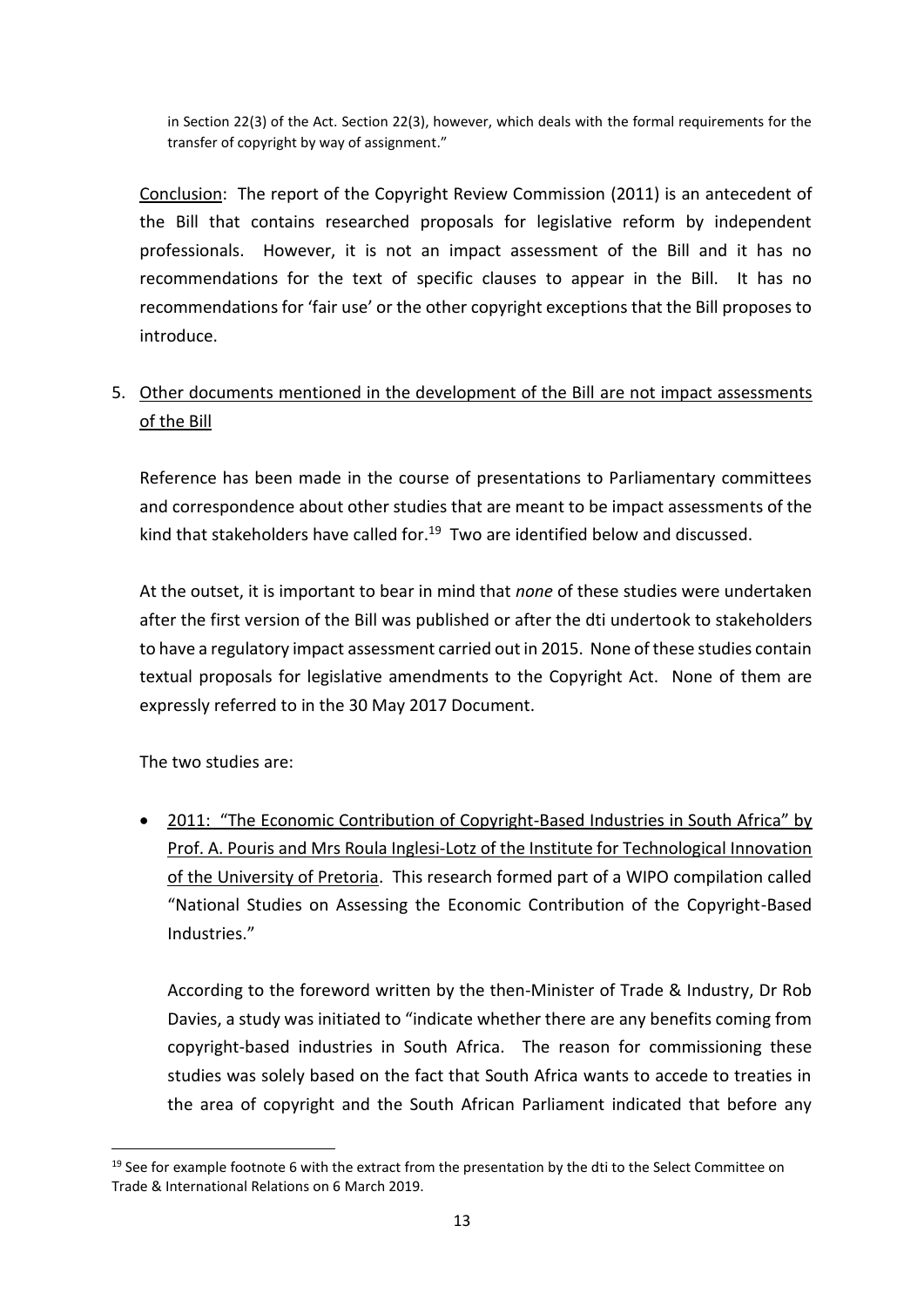in Section 22(3) of the Act. Section 22(3), however, which deals with the formal requirements for the transfer of copyright by way of assignment."

Conclusion: The report of the Copyright Review Commission (2011) is an antecedent of the Bill that contains researched proposals for legislative reform by independent professionals. However, it is not an impact assessment of the Bill and it has no recommendations for the text of specific clauses to appear in the Bill. It has no recommendations for 'fair use' or the other copyright exceptions that the Bill proposes to introduce.

5. Other documents mentioned in the development of the Bill are not impact assessments of the Bill

Reference has been made in the course of presentations to Parliamentary committees and correspondence about other studies that are meant to be impact assessments of the kind that stakeholders have called for.[19] Two are identified below and discussed.

At the outset, it is important to bear in mind that *none* of these studies were undertaken after the first version of the Bill was published or after the dti undertook to stakeholders to have a regulatory impact assessment carried out in 2015. None of these studies contain textual proposals for legislative amendments to the Copyright Act. None of them are expressly referred to in the 30 May 2017 Document.

The two studies are:

- 2011: "The Economic Contribution of Copyright-Based Industries in South Africa" by Prof. A. Pouris and Mrs Roula Inglesi-Lotz of the Institute for Technological Innovation of the University of Pretoria. This research formed part of a WIPO compilation called "National Studies on Assessing the Economic Contribution of the Copyright-Based Industries."

  According to the foreword written by the then-Minister of Trade & Industry, Dr Rob Davies, a study was initiated to "indicate whether there are any benefits coming from copyright-based industries in South Africa. The reason for commissioning these studies was solely based on the fact that South Africa wants to accede to treaties in the area of copyright and the South African Parliament indicated that before any

[19] See for example footnote 6 with the extract from the presentation by the dti to the Select Committee on Trade & International Relations on 6 March 2019.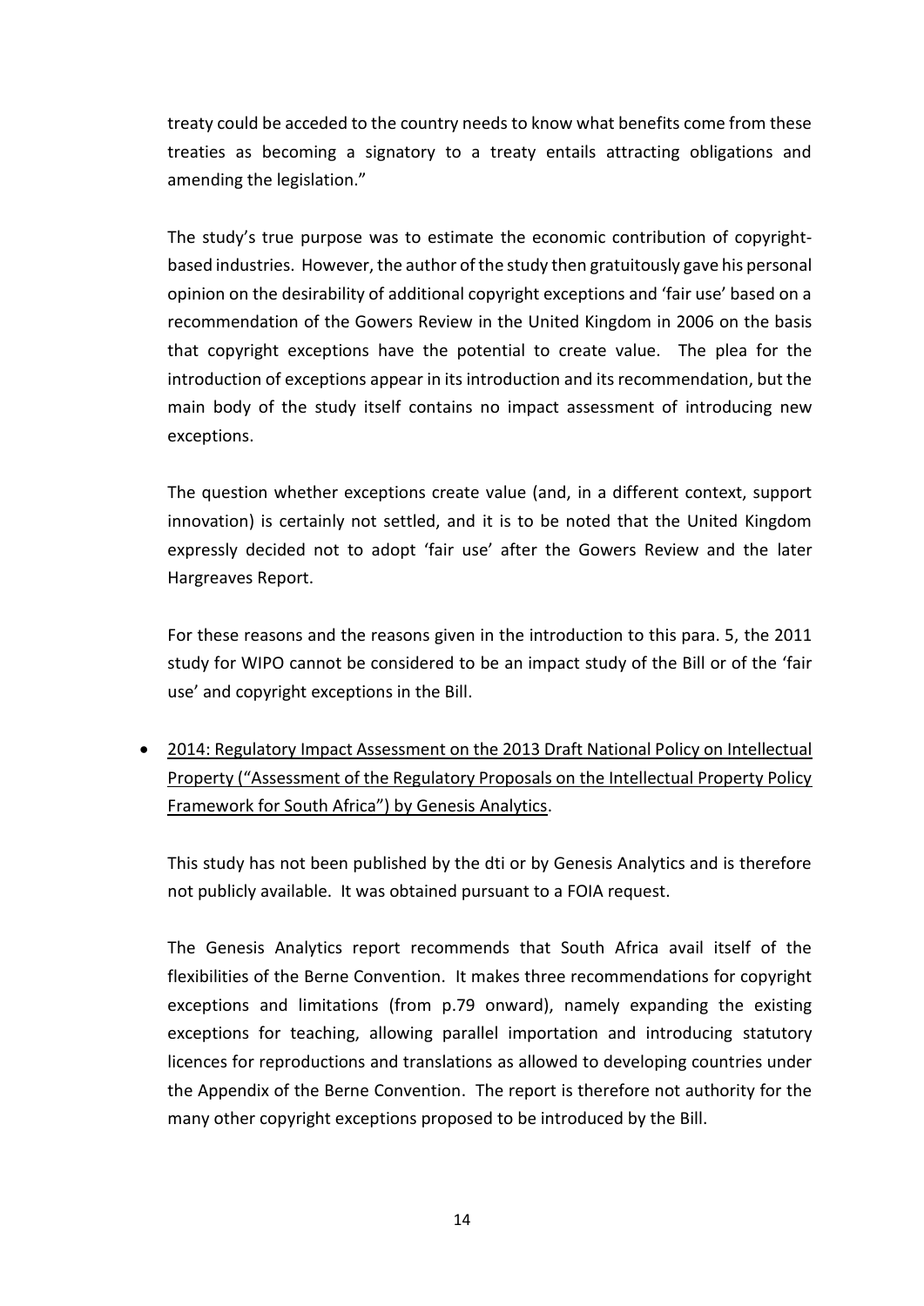treaty could be acceded to the country needs to know what benefits come from these treaties as becoming a signatory to a treaty entails attracting obligations and amending the legislation."

The study's true purpose was to estimate the economic contribution of copyright-based industries. However, the author of the study then gratuitously gave his personal opinion on the desirability of additional copyright exceptions and 'fair use' based on a recommendation of the Gowers Review in the United Kingdom in 2006 on the basis that copyright exceptions have the potential to create value. The plea for the introduction of exceptions appear in its introduction and its recommendation, but the main body of the study itself contains no impact assessment of introducing new exceptions.

The question whether exceptions create value (and, in a different context, support innovation) is certainly not settled, and it is to be noted that the United Kingdom expressly decided not to adopt 'fair use' after the Gowers Review and the later Hargreaves Report.

For these reasons and the reasons given in the introduction to this para. 5, the 2011 study for WIPO cannot be considered to be an impact study of the Bill or of the 'fair use' and copyright exceptions in the Bill.

- <u>2014: Regulatory Impact Assessment on the 2013 Draft National Policy on Intellectual Property ("Assessment of the Regulatory Proposals on the Intellectual Property Policy Framework for South Africa") by Genesis Analytics</u>.

  This study has not been published by the dti or by Genesis Analytics and is therefore not publicly available. It was obtained pursuant to a FOIA request.

  The Genesis Analytics report recommends that South Africa avail itself of the flexibilities of the Berne Convention. It makes three recommendations for copyright exceptions and limitations (from p.79 onward), namely expanding the existing exceptions for teaching, allowing parallel importation and introducing statutory licences for reproductions and translations as allowed to developing countries under the Appendix of the Berne Convention. The report is therefore not authority for the many other copyright exceptions proposed to be introduced by the Bill.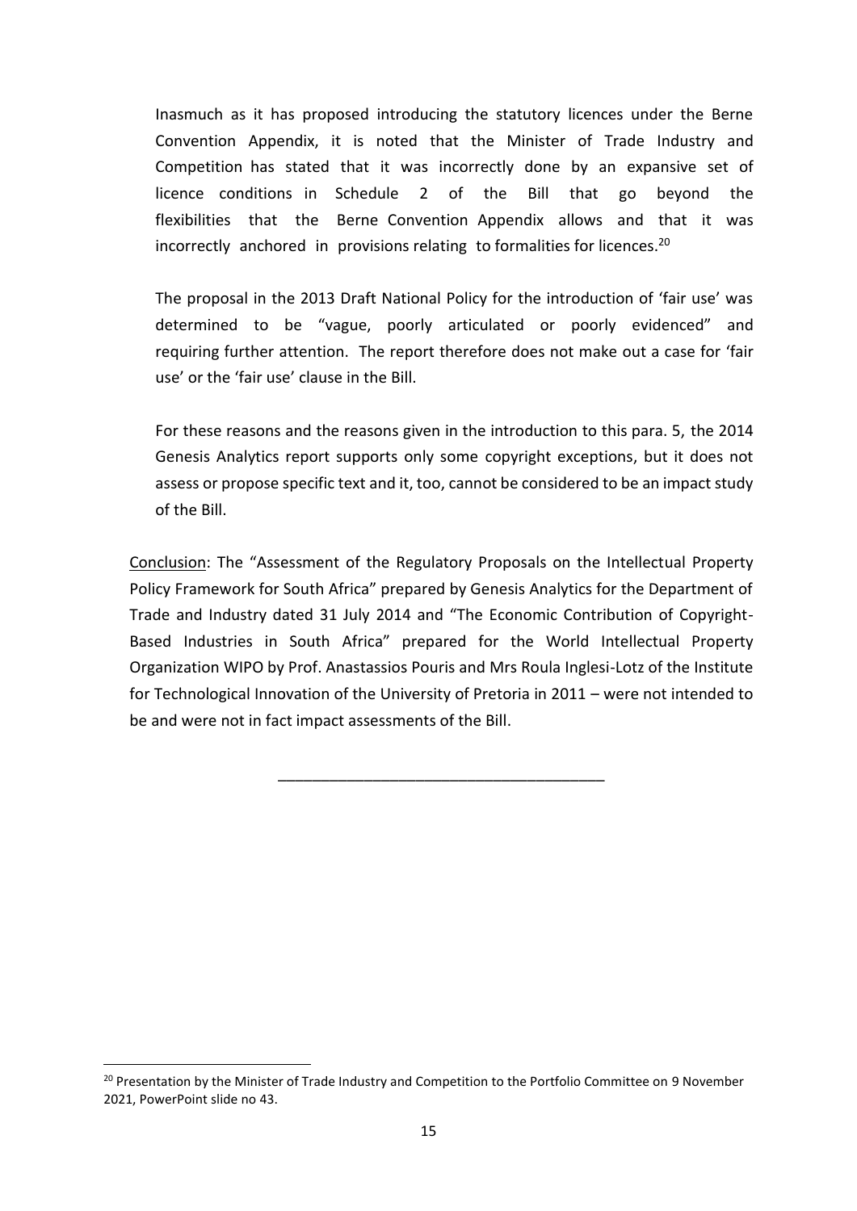Inasmuch as it has proposed introducing the statutory licences under the Berne Convention Appendix, it is noted that the Minister of Trade Industry and Competition has stated that it was incorrectly done by an expansive set of licence conditions in Schedule 2 of the Bill that go beyond the flexibilities that the Berne Convention Appendix allows and that it was incorrectly anchored in provisions relating to formalities for licences.[20]

The proposal in the 2013 Draft National Policy for the introduction of 'fair use' was determined to be "vague, poorly articulated or poorly evidenced" and requiring further attention. The report therefore does not make out a case for 'fair use' or the 'fair use' clause in the Bill.

For these reasons and the reasons given in the introduction to this para. 5, the 2014 Genesis Analytics report supports only some copyright exceptions, but it does not assess or propose specific text and it, too, cannot be considered to be an impact study of the Bill.

<u>Conclusion</u>: The "Assessment of the Regulatory Proposals on the Intellectual Property Policy Framework for South Africa" prepared by Genesis Analytics for the Department of Trade and Industry dated 31 July 2014 and "The Economic Contribution of Copyright-Based Industries in South Africa" prepared for the World Intellectual Property Organization WIPO by Prof. Anastassios Pouris and Mrs Roula Inglesi-Lotz of the Institute for Technological Innovation of the University of Pretoria in 2011 – were not intended to be and were not in fact impact assessments of the Bill.

---

[20] Presentation by the Minister of Trade Industry and Competition to the Portfolio Committee on 9 November 2021, PowerPoint slide no 43.